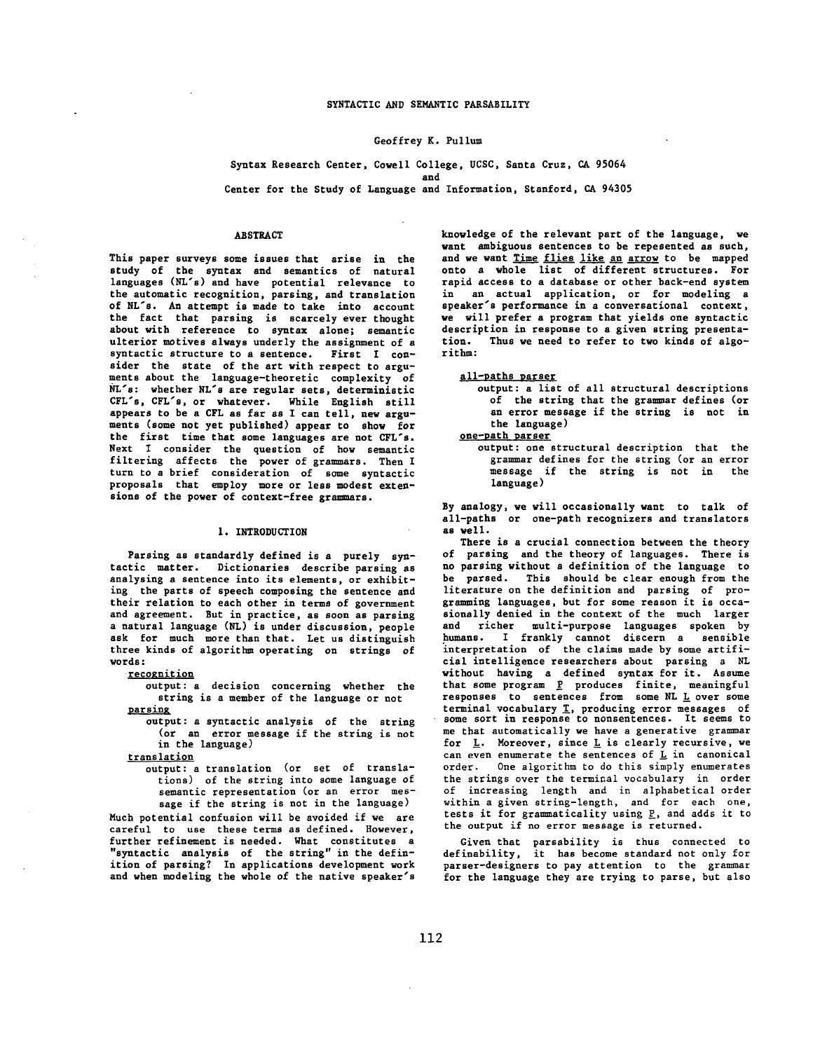# SYNTACTIC AND SEMANTIC PARSABILITY

Geoffrey K. Pullum

Syntax Research Center, Cowell College, UCSC, Santa Cruz, CA 95064
and
Center for the Study of Language and Information, Stanford, CA 94305

## ABSTRACT

This paper surveys some issues that arise in the study of the syntax and semantics of natural languages (NL's) and have potential relevance to the automatic recognition, parsing, and translation of NL's. An attempt is made to take into account the fact that parsing is scarcely ever thought about with reference to syntax alone; semantic ulterior motives always underly the assignment of a syntactic structure to a sentence. First I consider the state of the art with respect to arguments about the language-theoretic complexity of NL's: whether NL's are regular sets, deterministic CFL's, CFL's, or whatever. While English still appears to be a CFL as far as I can tell, new arguments (some not yet published) appear to show for the first time that some languages are not CFL's. Next I consider the question of how semantic filtering affects the power of grammars. Then I turn to a brief consideration of some syntactic proposals that employ more or less modest extensions of the power of context-free grammars.

## 1. INTRODUCTION

Parsing as standardly defined is a purely syntactic matter. Dictionaries describe parsing as analysing a sentence into its elements, or exhibiting the parts of speech composing the sentence and their relation to each other in terms of government and agreement. But in practice, as soon as parsing a natural language (NL) is under discussion, people ask for much more than that. Let us distinguish three kinds of algorithm operating on strings of words:

<u>recognition</u>
: output: a decision concerning whether the string is a member of the language or not

<u>parsing</u>
: output: a syntactic analysis of the string (or an error message if the string is not in the language)

<u>translation</u>
: output: a translation (or set of translations) of the string into some language of semantic representation (or an error message if the string is not in the language)

Much potential confusion will be avoided if we are careful to use these terms as defined. However, further refinement is needed. What constitutes a "syntactic analysis of the string" in the definition of parsing? In applications development work and when modeling the whole of the native speaker's knowledge of the relevant part of the language, we want ambiguous sentences to be repesented as such, and we want <u>Time flies like an arrow</u> to be mapped onto a whole list of different structures. For rapid access to a database or other back-end system in an actual application, or for modeling a speaker's performance in a conversational context, we will prefer a program that yields one syntactic description in response to a given string presentation. Thus we need to refer to two kinds of algorithm:

<u>all-paths parser</u>
: output: a list of all structural descriptions of the string that the grammar defines (or an error message if the string is not in the language)

<u>one-path parser</u>
: output: one structural description that the grammar defines for the string (or an error message if the string is not in the language)

By analogy, we will occasionally want to talk of all-paths or one-path recognizers and translators as well.

There is a crucial connection between the theory of parsing and the theory of languages. There is no parsing without a definition of the language to be parsed. This should be clear enough from the literature on the definition and parsing of programming languages, but for some reason it is occasionally denied in the context of the much larger and richer multi-purpose languages spoken by humans. I frankly cannot discern a sensible interpretation of the claims made by some artificial intelligence researchers about parsing a NL without having a defined syntax for it. Assume that some program <u>P</u> produces finite, meaningful responses to sentences from some NL <u>L</u> over some terminal vocabulary <u>T</u>, producing error messages of some sort in response to nonsentences. It seems to me that automatically we have a generative grammar for <u>L</u>. Moreover, since <u>L</u> is clearly recursive, we can even enumerate the sentences of <u>L</u> in canonical order. One algorithm to do this simply enumerates the strings over the terminal vocabulary in order of increasing length and in alphabetical order within a given string-length, and for each one, tests it for grammaticality using <u>P</u>, and adds it to the output if no error message is returned.

Given that parsability is thus connected to definability, it has become standard not only for parser-designers to pay attention to the grammar for the language they are trying to parse, but also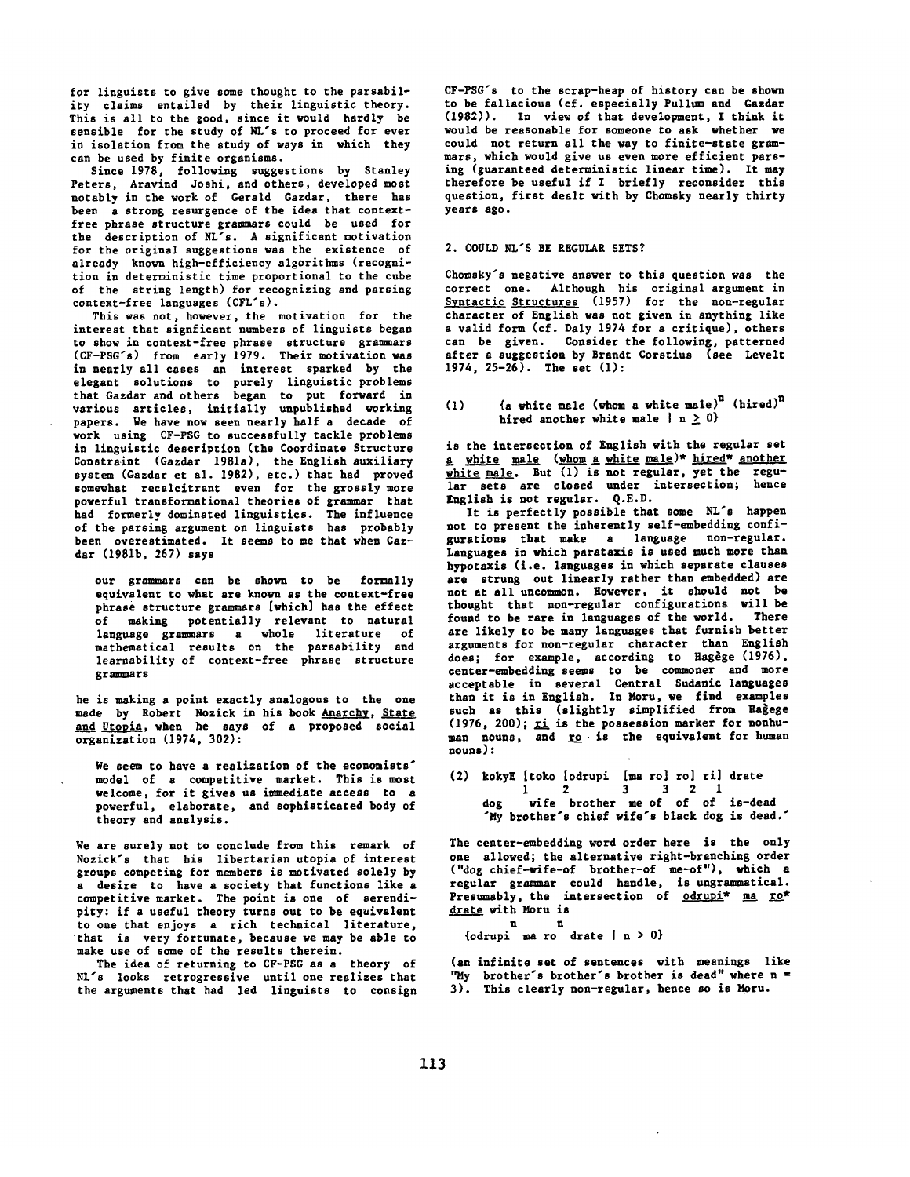for linguists to give some thought to the parsability claims entailed by their linguistic theory. This is all to the good, since it would hardly be sensible for the study of NL's to proceed for ever in isolation from the study of ways in which they can be used by finite organisms.

Since 1978, following suggestions by Stanley Peters, Aravind Joshi, and others, developed most notably in the work of Gerald Gazdar, there has been a strong resurgence of the idea that context-free phrase structure grammars could be used for the description of NL's. A significant motivation for the original suggestions was the existence of already known high-efficiency algorithms (recognition in deterministic time proportional to the cube of the string length) for recognizing and parsing context-free languages (CFL's).

This was not, however, the motivation for the interest that signficant numbers of linguists began to show in context-free phrase structure grammars (CF-PSG's) from early 1979. Their motivation was in nearly all cases an interest sparked by the elegant solutions to purely linguistic problems that Gazdar and others began to put forward in various articles, initially unpublished working papers. We have now seen nearly half a decade of work using CF-PSG to successfully tackle problems in linguistic description (the Coordinate Structure Constraint (Gazdar 1981a), the English auxiliary system (Gazdar et al. 1982), etc.) that had proved somewhat recalcitrant even for the grossly more powerful transformational theories of grammar that had formerly dominated linguistics. The influence of the parsing argument on linguists has probably been overestimated. It seems to me that when Gazdar (1981b, 267) says

> our grammars can be shown to be formally equivalent to what are known as the context-free phrase structure grammars [which] has the effect of making potentially relevant to natural language grammars a whole literature of mathematical results on the parsability and learnability of context-free phrase structure grammars

he is making a point exactly analogous to the one made by Robert Nozick in his book *Anarchy, State and Utopia*, when he says of a proposed social organization (1974, 302):

> We seem to have a realization of the economists' model of a competitive market. This is most welcome, for it gives us immediate access to a powerful, elaborate, and sophisticated body of theory and analysis.

We are surely not to conclude from this remark of Nozick's that his libertarian utopia of interest groups competing for members is motivated solely by a desire to have a society that functions like a competitive market. The point is one of serendipity: if a useful theory turns out to be equivalent to one that enjoys a rich technical literature, that is very fortunate, because we may be able to make use of some of the results therein.

The idea of returning to CF-PSG as a theory of NL's looks retrogressive until one realizes that the arguments that had led linguists to consign CF-PSG's to the scrap-heap of history can be shown to be fallacious (cf. especially Pullum and Gazdar (1982)). In view of that development, I think it would be reasonable for someone to ask whether we could not return all the way to finite-state grammars, which would give us even more efficient parsing (guaranteed deterministic linear time). It may therefore be useful if I briefly reconsider this question, first dealt with by Chomsky nearly thirty years ago.

## 2. COULD NL'S BE REGULAR SETS?

Chomsky's negative answer to this question was the correct one. Although his original argument in *Syntactic Structures* (1957) for the non-regular character of English was not given in anything like a valid form (cf. Daly 1974 for a critique), others can be given. Consider the following, patterned after a suggestion by Brandt Corstius (see Levelt 1974, 25-26). The set (1):

(1) $\{$a white male (whom a white male)$^n$ (hired)$^n$ hired another white male $\mid n \geq 0\}$

is the intersection of English with the regular set *a white male (whom a white male)\* hired\* another white male*. But (1) is not regular, yet the regular sets are closed under intersection; hence English is not regular. Q.E.D.

It is perfectly possible that some NL's happen not to present the inherently self-embedding configurations that make a language non-regular. Languages in which parataxis is used much more than hypotaxis (i.e. languages in which separate clauses are strung out linearly rather than embedded) are not at all uncommon. However, it should not be thought that non-regular configurations will be found to be rare in languages of the world. There are likely to be many languages that furnish better arguments for non-regular character than English does; for example, according to Hagège (1976), center-embedding seems to be commoner and more acceptable in several Central Sudanic languages than it is in English. In Moru, we find examples such as this (slightly simplified from Hagège (1976, 200); *ri* is the possession marker for nonhuman nouns, and *ro* is the equivalent for human nouns):

(2) kokyE [toko [odrupi [ma ro] ro] ri] drate
(bracket indices: 1 2 3 3 2 1)
dog wife brother me of of of is-dead
'My brother's chief wife's black dog is dead.'

The center-embedding word order here is the only one allowed; the alternative right-branching order ("dog chief-wife-of brother-of me-of"), which a regular grammar could handle, is ungrammatical. Presumably, the intersection of *odrupi\* ma ro\* drate* with Moru is

$\{$odrupi$^n$ ma ro$^n$ drate $\mid n > 0\}$

(an infinite set of sentences with meanings like "My brother's brother's brother is dead" where n = 3). This clearly non-regular, hence so is Moru.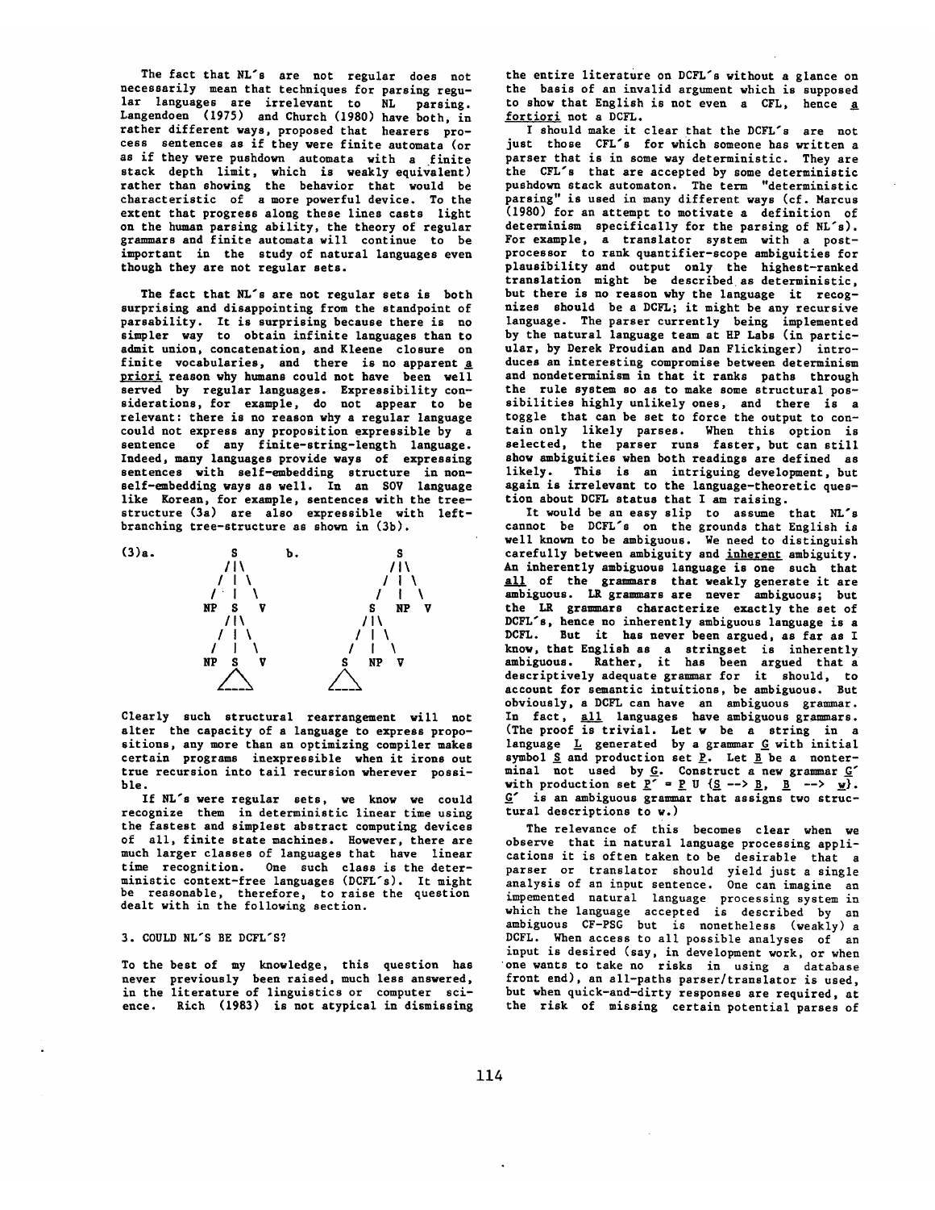The fact that NL's are not regular does not necessarily mean that techniques for parsing regular languages are irrelevant to NL parsing. Langendoen (1975) and Church (1980) have both, in rather different ways, proposed that hearers process sentences as if they were finite automata (or as if they were pushdown automata with a finite stack depth limit, which is weakly equivalent) rather than showing the behavior that would be characteristic of a more powerful device. To the extent that progress along these lines casts light on the human parsing ability, the theory of regular grammars and finite automata will continue to be important in the study of natural languages even though they are not regular sets.

The fact that NL's are not regular sets is both surprising and disappointing from the standpoint of parsability. It is surprising because there is no simpler way to obtain infinite languages than to admit union, concatenation, and Kleene closure on finite vocabularies, and there is no apparent *a priori* reason why humans could not have been well served by regular languages. Expressibility considerations, for example, do not appear to be relevant: there is no reason why a regular language could not express any proposition expressible by a sentence of any finite-string-length language. Indeed, many languages provide ways of expressing sentences with self-embedding structure in non-self-embedding ways as well. In an SOV language like Korean, for example, sentences with the tree-structure (3a) are also expressible with left-branching tree-structure as shown in (3b).

```
(3)a.        S           b.          S
            /|\                     /|\
           / | \                   / | \
          /  |  \                 /  |  \
        NP   S   V               S   NP  V
            /|\                 /|\
           / | \               / | \
          /  |  \             /  |  \
        NP   S   V           S   NP  V
            /_\             /_\
```

Clearly such structural rearrangement will not alter the capacity of a language to express propositions, any more than an optimizing compiler makes certain programs inexpressible when it irons out true recursion into tail recursion wherever possible.

If NL's were regular sets, we know we could recognize them in deterministic linear time using the fastest and simplest abstract computing devices of all, finite state machines. However, there are much larger classes of languages that have linear time recognition. One such class is the deterministic context-free languages (DCFL's). It might be reasonable, therefore, to raise the question dealt with in the following section.

## 3. COULD NL'S BE DCFL'S?

To the best of my knowledge, this question has never previously been raised, much less answered, in the literature of linguistics or computer science. Rich (1983) is not atypical in dismissing the entire literature on DCFL's without a glance on the basis of an invalid argument which is supposed to show that English is not even a CFL, hence *a fortiori* not a DCFL.

I should make it clear that the DCFL's are not just those CFL's for which someone has written a parser that is in some way deterministic. They are the CFL's that are accepted by some deterministic pushdown stack automaton. The term "deterministic parsing" is used in many different ways (cf. Marcus (1980) for an attempt to motivate a definition of determinism specifically for the parsing of NL's). For example, a translator system with a post-processor to rank quantifier-scope ambiguities for plausibility and output only the highest-ranked translation might be described as deterministic, but there is no reason why the language it recognizes should be a DCFL; it might be any recursive language. The parser currently being implemented by the natural language team at HP Labs (in particular, by Derek Proudian and Dan Flickinger) introduces an interesting compromise between determinism and nondeterminism in that it ranks paths through the rule system so as to make some structural possibilities highly unlikely ones, and there is a toggle that can be set to force the output to contain only likely parses. When this option is selected, the parser runs faster, but can still show ambiguities when both readings are defined as likely. This is an intriguing development, but again is irrelevant to the language-theoretic question about DCFL status that I am raising.

It would be an easy slip to assume that NL's cannot be DCFL's on the grounds that English is well known to be ambiguous. We need to distinguish carefully between ambiguity and *inherent* ambiguity. An inherently ambiguous language is one such that *all* of the grammars that weakly generate it are ambiguous. LR grammars are never ambiguous; but the LR grammars characterize exactly the set of DCFL's, hence no inherently ambiguous language is a DCFL. But it has never been argued, as far as I know, that English as a stringset is inherently ambiguous. Rather, it has been argued that a descriptively adequate grammar for it should, to account for semantic intuitions, be ambiguous. But obviously, a DCFL can have an ambiguous grammar. In fact, *all* languages have ambiguous grammars. (The proof is trivial. Let $w$ be a string in a language $L$ generated by a grammar $G$ with initial symbol $S$ and production set $P$. Let $B$ be a nonterminal not used by $G$. Construct a new grammar $G'$ with production set $P' = P \cup \{S \rightarrow B,\ B \rightarrow w\}$. $G'$ is an ambiguous grammar that assigns two structural descriptions to $w$.)

The relevance of this becomes clear when we observe that in natural language processing applications it is often taken to be desirable that a parser or translator should yield just a single analysis of an input sentence. One can imagine an impemented natural language processing system in which the language accepted is described by an ambiguous CF-PSG but is nonetheless (weakly) a DCFL. When access to all possible analyses of an input is desired (say, in development work, or when one wants to take no risks in using a database front end), an all-paths parser/translator is used, but when quick-and-dirty responses are required, at the risk of missing certain potential parses of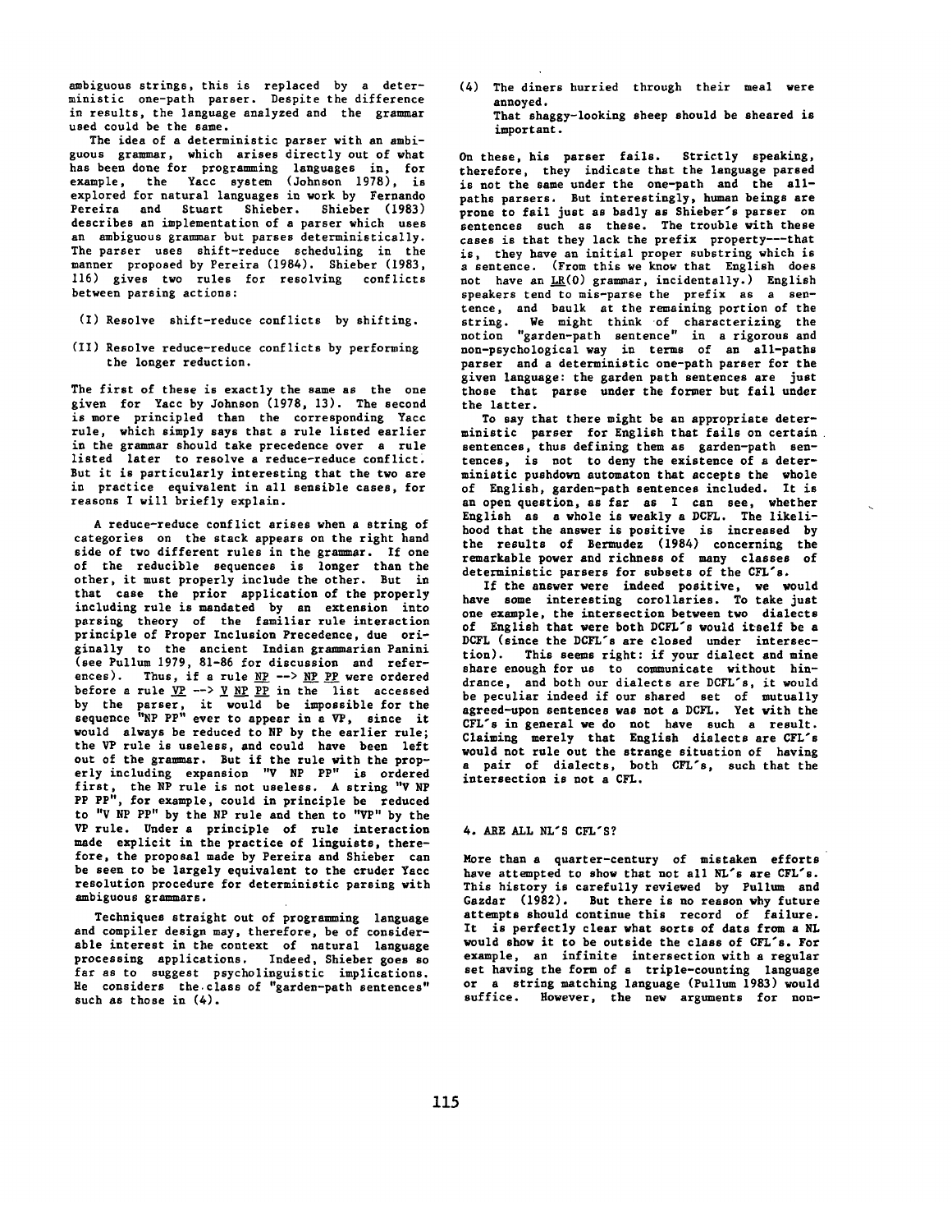ambiguous strings, this is replaced by a deterministic one-path parser. Despite the difference in results, the language analyzed and the grammar used could be the same.

The idea of a deterministic parser with an ambiguous grammar, which arises directly out of what has been done for programming languages in, for example, the Yacc system (Johnson 1978), is explored for natural languages in work by Fernando Pereira and Stuart Shieber. Shieber (1983) describes an implementation of a parser which uses an ambiguous grammar but parses deterministically. The parser uses shift-reduce scheduling in the manner proposed by Pereira (1984). Shieber (1983, 116) gives two rules for resolving conflicts between parsing actions:

(I) Resolve shift-reduce conflicts by shifting.

(II) Resolve reduce-reduce conflicts by performing the longer reduction.

The first of these is exactly the same as the one given for Yacc by Johnson (1978, 13). The second is more principled than the corresponding Yacc rule, which simply says that a rule listed earlier in the grammar should take precedence over a rule listed later to resolve a reduce-reduce conflict. But it is particularly interesting that the two are in practice equivalent in all sensible cases, for reasons I will briefly explain.

A reduce-reduce conflict arises when a string of categories on the stack appears on the right hand side of two different rules in the grammar. If one of the reducible sequences is longer than the other, it must properly include the other. But in that case the prior application of the properly including rule is mandated by an extension into parsing theory of the familiar rule interaction principle of Proper Inclusion Precedence, due originally to the ancient Indian grammarian Panini (see Pullum 1979, 81-86 for discussion and references). Thus, if a rule <u>NP</u> --> <u>NP</u> <u>PP</u> were ordered before a rule <u>VP</u> --> <u>V</u> <u>NP</u> <u>PP</u> in the list accessed by the parser, it would be impossible for the sequence "NP PP" ever to appear in a VP, since it would always be reduced to NP by the earlier rule; the VP rule is useless, and could have been left out of the grammar. But if the rule with the properly including expansion "V NP PP" is ordered first, the NP rule is not useless. A string "V NP PP PP", for example, could in principle be reduced to "V NP PP" by the NP rule and then to "VP" by the VP rule. Under a principle of rule interaction made explicit in the practice of linguists, therefore, the proposal made by Pereira and Shieber can be seen to be largely equivalent to the cruder Yacc resolution procedure for deterministic parsing with ambiguous grammars.

Techniques straight out of programming language and compiler design may, therefore, be of considerable interest in the context of natural language processing applications. Indeed, Shieber goes so far as to suggest psycholinguistic implications. He considers the class of "garden-path sentences" such as those in (4).

(4) The diners hurried through their meal were annoyed.
    That shaggy-looking sheep should be sheared is important.

On these, his parser fails. Strictly speaking, therefore, they indicate that the language parsed is not the same under the one-path and the all-paths parsers. But interestingly, human beings are prone to fail just as badly as Shieber's parser on sentences such as these. The trouble with these cases is that they lack the prefix property---that is, they have an initial proper substring which is a sentence. (From this we know that English does not have an <u>LR</u>(0) grammar, incidentally.) English speakers tend to mis-parse the prefix as a sentence, and baulk at the remaining portion of the string. We might think of characterizing the notion "garden-path sentence" in a rigorous and non-psychological way in terms of an all-paths parser and a deterministic one-path parser for the given language: the garden path sentences are just those that parse under the former but fail under the latter.

To say that there might be an appropriate deterministic parser for English that fails on certain sentences, thus defining them as garden-path sentences, is not to deny the existence of a deterministic pushdown automaton that accepts the whole of English, garden-path sentences included. It is an open question, as far as I can see, whether English as a whole is weakly a DCFL. The likelihood that the answer is positive is increased by the results of Bermudez (1984) concerning the remarkable power and richness of many classes of deterministic parsers for subsets of the CFL's.

If the answer were indeed positive, we would have some interesting corollaries. To take just one example, the intersection between two dialects of English that were both DCFL's would itself be a DCFL (since the DCFL's are closed under intersection). This seems right: if your dialect and mine share enough for us to communicate without hindrance, and both our dialects are DCFL's, it would be peculiar indeed if our shared set of mutually agreed-upon sentences was not a DCFL. Yet with the CFL's in general we do not have such a result. Claiming merely that English dialects are CFL's would not rule out the strange situation of having a pair of dialects, both CFL's, such that the intersection is not a CFL.

## 4. ARE ALL NL'S CFL'S?

More than a quarter-century of mistaken efforts have attempted to show that not all NL's are CFL's. This history is carefully reviewed by Pullum and Gazdar (1982). But there is no reason why future attempts should continue this record of failure. It is perfectly clear what sorts of data from a NL would show it to be outside the class of CFL's. For example, an infinite intersection with a regular set having the form of a triple-counting language or a string matching language (Pullum 1983) would suffice. However, the new arguments for non-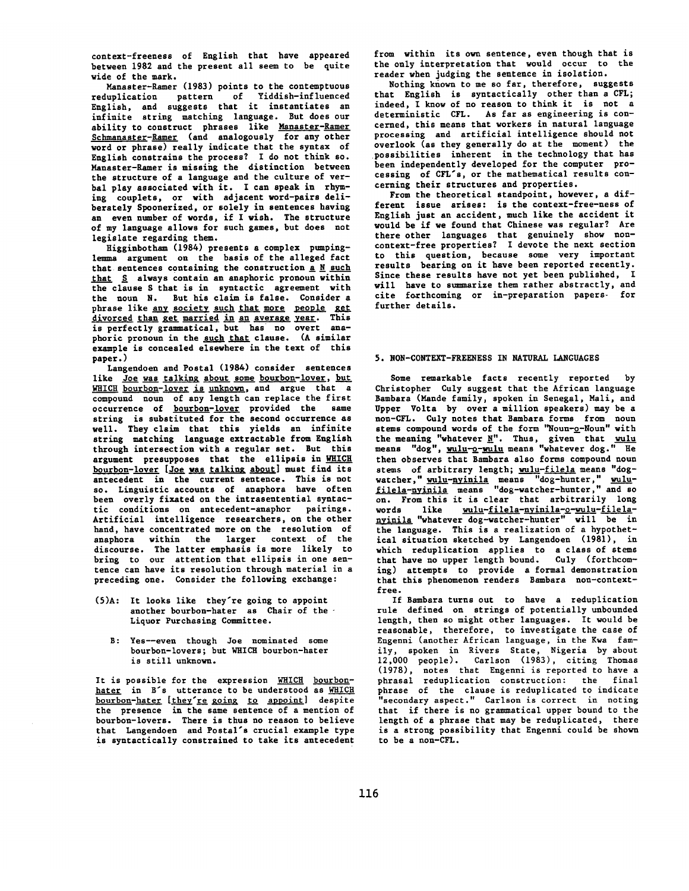context-freeness of English that have appeared between 1982 and the present all seem to be quite wide of the mark.

Manaster-Ramer (1983) points to the contemptuous reduplication pattern of Yiddish-influenced English, and suggests that it instantiates an infinite string matching language. But does our ability to construct phrases like Manaster-Ramer Schmanaster-Ramer (and analogously for any other word or phrase) really indicate that the syntax of English constrains the process? I do not think so. Manaster-Ramer is missing the distinction between the structure of a language and the culture of verbal play associated with it. I can speak in rhyming couplets, or with adjacent word-pairs deliberately Spoonerized, or solely in sentences having an even number of words, if I wish. The structure of my language allows for such games, but does not legislate regarding them.

Higginbotham (1984) presents a complex pumping-lemma argument on the basis of the alleged fact that sentences containing the construction a N such that S always contain an anaphoric pronoun within the clause S that is in syntactic agreement with the noun N. But his claim is false. Consider a phrase like any society such that more people get divorced than get married in an average year. This is perfectly grammatical, but has no overt anaphoric pronoun in the such that clause. (A similar example is concealed elsewhere in the text of this paper.)

Langendoen and Postal (1984) consider sentences like Joe was talking about some bourbon-lover, but WHICH bourbon-lover is unknown, and argue that a compound noun of any length can replace the first occurrence of bourbon-lover provided the same string is substituted for the second occurrence as well. They claim that this yields an infinite string matching language extractable from English through intersection with a regular set. But this argument presupposes that the ellipsis in WHICH bourbon-lover [Joe was talking about] must find its antecedent in the current sentence. This is not so. Linguistic accounts of anaphora have often been overly fixated on the intrasentential syntactic conditions on antecedent-anaphor pairings. Artificial intelligence researchers, on the other hand, have concentrated more on the resolution of anaphora within the larger context of the discourse. The latter emphasis is more likely to bring to our attention that ellipsis in one sentence can have its resolution through material in a preceding one. Consider the following exchange:

(5) A: It looks like they're going to appoint another bourbon-hater as Chair of the Liquor Purchasing Committee.

B: Yes—even though Joe nominated some bourbon-lovers; but WHICH bourbon-hater is still unknown.

It is possible for the expression WHICH bourbon-hater in B's utterance to be understood as WHICH bourbon-hater [they're going to appoint] despite the presence in the same sentence of a mention of bourbon-lovers. There is thus no reason to believe that Langendoen and Postal's crucial example type is syntactically constrained to take its antecedent from within its own sentence, even though that is the only interpretation that would occur to the reader when judging the sentence in isolation.

Nothing known to me so far, therefore, suggests that English is syntactically other than a CFL; indeed, I know of no reason to think it is not a deterministic CFL. As far as engineering is concerned, this means that workers in natural language processing and artificial intelligence should not overlook (as they generally do at the moment) the possibilities inherent in the technology that has been independently developed for the computer processing of CFL's, or the mathematical results concerning their structures and properties.

From the theoretical standpoint, however, a different issue arises: is the context-free-ness of English just an accident, much like the accident it would be if we found that Chinese was regular? Are there other languages that genuinely show non-context-free properties? I devote the next section to this question, because some very important results bearing on it have been reported recently. Since these results have not yet been published, I will have to summarize them rather abstractly, and cite forthcoming or in-preparation papers for further details.

## 5. NON-CONTEXT-FREENESS IN NATURAL LANGUAGES

Some remarkable facts recently reported by Christopher Culy suggest that the African language Bambara (Mande family, spoken in Senegal, Mali, and Upper Volta by over a million speakers) may be a non-CFL. Culy notes that Bambara forms from noun stems compound words of the form "Noun-o-Noun" with the meaning "whatever N". Thus, given that wulu means "dog", wulu-o-wulu means "whatever dog." He then observes that Bambara also forms compound noun stems of arbitrary length; wulu-filela means "dog-watcher," wulu-nyinila means "dog-hunter," wulu-filela-nyinila means "dog-watcher-hunter," and so on. From this it is clear that arbitrarily long words like wulu-filela-nyinila-o-wulu-filela-nyinila "whatever dog-watcher-hunter" will be in the language. This is a realization of a hypothetical situation sketched by Langendoen (1981), in which reduplication applies to a class of stems that have no upper length bound. Culy (forthcoming) attempts to provide a formal demonstration that this phenomenon renders Bambara non-context-free.

If Bambara turns out to have a reduplication rule defined on strings of potentially unbounded length, then so might other languages. It would be reasonable, therefore, to investigate the case of Engenni (another African language, in the Kwa family, spoken in Rivers State, Nigeria by about 12,000 people). Carlson (1983), citing Thomas (1978), notes that Engenni is reported to have a phrasal reduplication construction: the final phrase of the clause is reduplicated to indicate "secondary aspect." Carlson is correct in noting that if there is no grammatical upper bound to the length of a phrase that may be reduplicated, there is a strong possibility that Engenni could be shown to be a non-CFL.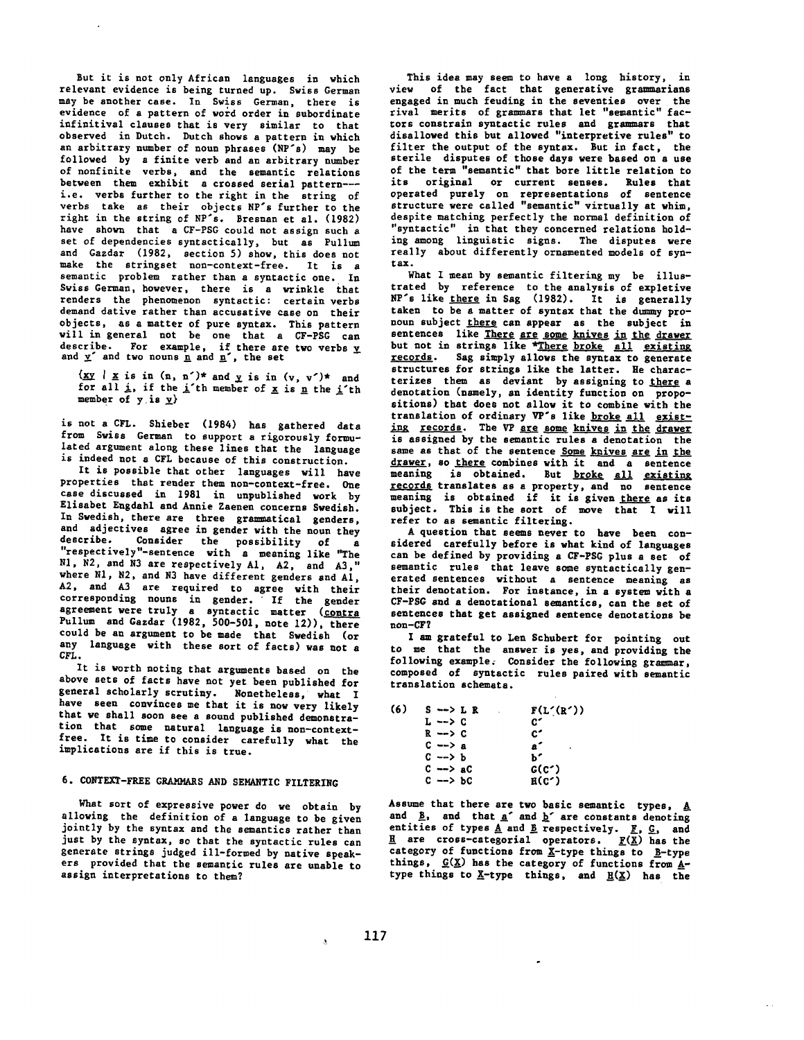But it is not only African languages in which relevant evidence is being turned up. Swiss German may be another case. In Swiss German, there is evidence of a pattern of word order in subordinate infinitival clauses that is very similar to that observed in Dutch. Dutch shows a pattern in which an arbitrary number of noun phrases (NP's) may be followed by a finite verb and an arbitrary number of nonfinite verbs, and the semantic relations between them exhibit a crossed serial pattern--- i.e. verbs further to the right in the string of verbs take as their objects NP's further to the right in the string of NP's. Bresnan et al. (1982) have shown that a CF-PSG could not assign such a set of dependencies syntactically, but as Pullum and Gazdar (1982, section 5) show, this does not make the stringset non-context-free. It is a semantic problem rather than a syntactic one. In Swiss German, however, there is a wrinkle that renders the phenomenon syntactic: certain verbs demand dative rather than accusative case on their objects, as a matter of pure syntax. This pattern will in general not be one that a CF-PSG can describe. For example, if there are two verbs *v* and *v′* and two nouns *n* and *n′*, the set

{*xy* | *x* is in (n, n′)* and *y* is in (v, v′)* and for all *i*, if the *i*'th member of *x* is *n* the *i*'th member of *y* is *v*}

is not a CFL. Shieber (1984) has gathered data from Swiss German to support a rigorously formulated argument along these lines that the language is indeed not a CFL because of this construction.

It is possible that other languages will have properties that render them non-context-free. One case discussed in 1981 in unpublished work by Elisabet Engdahl and Annie Zaenen concerns Swedish. In Swedish, there are three grammatical genders, and adjectives agree in gender with the noun they describe. Consider the possibility of a "respectively"-sentence with a meaning like "The N1, N2, and N3 are respectively A1, A2, and A3," where N1, N2, and N3 have different genders and A1, A2, and A3 are required to agree with their corresponding nouns in gender. If the gender agreement were truly a syntactic matter (*contra* Pullum and Gazdar (1982, 500-501, note 12)), there could be an argument to be made that Swedish (or any language with these sort of facts) was not a CFL.

It is worth noting that arguments based on the above sets of facts have not yet been published for general scholarly scrutiny. Nonetheless, what I have seen convinces me that it is now very likely that we shall soon see a sound published demonstration that some natural language is non-context-free. It is time to consider carefully what the implications are if this is true.

## 6. CONTEXT-FREE GRAMMARS AND SEMANTIC FILTERING

What sort of expressive power do we obtain by allowing the definition of a language to be given jointly by the syntax and the semantics rather than just by the syntax, so that the syntactic rules can generate strings judged ill-formed by native speakers provided that the semantic rules are unable to assign interpretations to them?

This idea may seem to have a long history, in view of the fact that generative grammarians engaged in much feuding in the seventies over the rival merits of grammars that let "semantic" factors constrain syntactic rules and grammars that disallowed this but allowed "interpretive rules" to filter the output of the syntax. But in fact, the sterile disputes of those days were based on a use of the term "semantic" that bore little relation to its original or current senses. Rules that operated purely on representations of sentence structure were called "semantic" virtually at whim, despite matching perfectly the normal definition of "syntactic" in that they concerned relations holding among linguistic signs. The disputes were really about differently ornamented models of syntax.

What I mean by semantic filtering my be illustrated by reference to the analysis of expletive NP's like *there* in Sag (1982). It is generally taken to be a matter of syntax that the dummy pronoun subject *there* can appear as the subject in sentences like *There are some knives in the drawer* but not in strings like **There broke all existing records*. Sag simply allows the syntax to generate structures for strings like the latter. He characterizes them as deviant by assigning to *there* a denotation (namely, an identity function on propositions) that does not allow it to combine with the translation of ordinary VP's like *broke all existing records*. The VP *are some knives in the drawer* is assigned by the semantic rules a denotation the same as that of the sentence *Some knives are in the drawer*, so *there* combines with it and a sentence meaning is obtained. But *broke all existing records* translates as a property, and no sentence meaning is obtained if it is given *there* as its subject. This is the sort of move that I will refer to as semantic filtering.

A question that seems never to have been considered carefully before is what kind of languages can be defined by providing a CF-PSG plus a set of semantic rules that leave some syntactically generated sentences without a sentence meaning as their denotation. For instance, in a system with a CF-PSG and a denotational semantics, can the set of sentences that get assigned sentence denotations be non-CF?

I am grateful to Len Schubert for pointing out to me that the answer is yes, and providing the following example. Consider the following grammar, composed of syntactic rules paired with semantic translation schemata.

(6)

| | |
|---|---|
| S --> L R | F(L′(R′)) |
| L --> C | C′ |
| R --> C | C′ |
| C --> a | a′ |
| C --> b | b′ |
| C --> aC | G(C′) |
| C --> bC | H(C′) |

Assume that there are two basic semantic types, *A* and *B*, and that *a′* and *b′* are constants denoting entities of types *A* and *B* respectively. *F*, *G*, and *H* are cross-categorial operators. *F*(*X*) has the category of functions from *X*-type things to *B*-type things, *G*(*X*) has the category of functions from *A*-type things to *X*-type things, and *H*(*X*) has the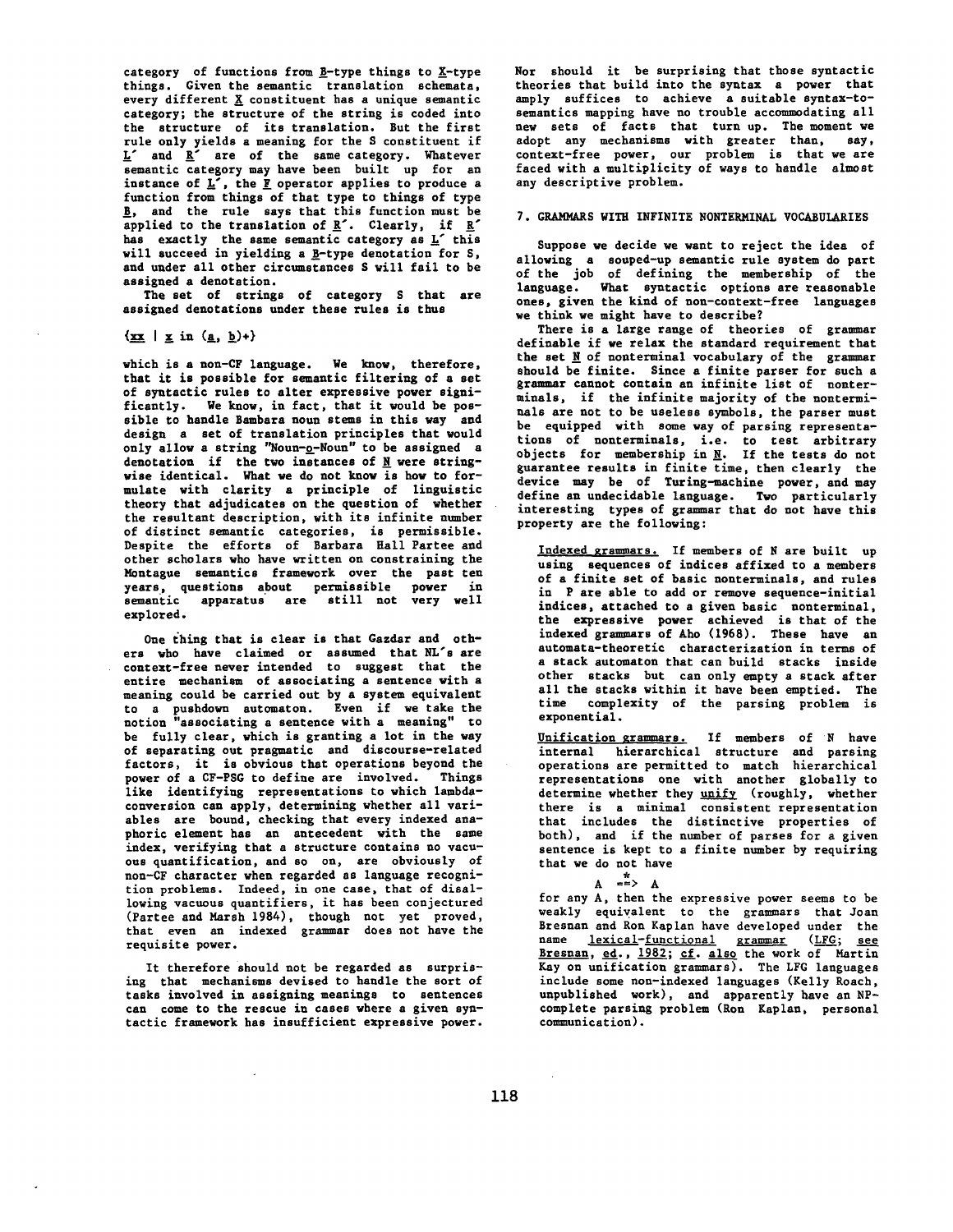category of functions from *B*-type things to *X*-type things. Given the semantic translation schemata, every different *X* constituent has a unique semantic category; the structure of the string is coded into the structure of its translation. But the first rule only yields a meaning for the S constituent if *L*′ and *R*′ are of the same category. Whatever semantic category may have been built up for an instance of *L*′, the *F* operator applies to produce a function from things of that type to things of type *B*, and the rule says that this function must be applied to the translation of *R*′. Clearly, if *R*′ has exactly the same semantic category as *L*′ this will succeed in yielding a *B*-type denotation for S, and under all other circumstances S will fail to be assigned a denotation.

The set of strings of category S that are assigned denotations under these rules is thus

$\{xx \mid x \text{ in } (a, b)+\}$

which is a non-CF language. We know, therefore, that it is possible for semantic filtering of a set of syntactic rules to alter expressive power significantly. We know, in fact, that it would be possible to handle Bambara noun stems in this way and design a set of translation principles that would only allow a string "Noun-*o*-Noun" to be assigned a denotation if the two instances of *N* were stringwise identical. What we do not know is how to formulate with clarity a principle of linguistic theory that adjudicates on the question of whether the resultant description, with its infinite number of distinct semantic categories, is permissible. Despite the efforts of Barbara Hall Partee and other scholars who have written on constraining the Montague semantics framework over the past ten years, questions about permissible power in semantic apparatus are still not very well explored.

One thing that is clear is that Gazdar and others who have claimed or assumed that NL′s are context-free never intended to suggest that the entire mechanism of associating a sentence with a meaning could be carried out by a system equivalent to a pushdown automaton. Even if we take the notion "associating a sentence with a meaning" to be fully clear, which is granting a lot in the way of separating out pragmatic and discourse-related factors, it is obvious that operations beyond the power of a CF-PSG to define are involved. Things like identifying representations to which lambda-conversion can apply, determining whether all variables are bound, checking that every indexed anaphoric element has an antecedent with the same index, verifying that a structure contains no vacuous quantification, and so on, are obviously of non-CF character when regarded as language recognition problems. Indeed, in one case, that of disallowing vacuous quantifiers, it has been conjectured (Partee and Marsh 1984), though not yet proved, that even an indexed grammar does not have the requisite power.

It therefore should not be regarded as surprising that mechanisms devised to handle the sort of tasks involved in assigning meanings to sentences can come to the rescue in cases where a given syntactic framework has insufficient expressive power. Nor should it be surprising that those syntactic theories that build into the syntax a power that amply suffices to achieve a suitable syntax-to-semantics mapping have no trouble accommodating all new sets of facts that turn up. The moment we adopt any mechanisms with greater than, say, context-free power, our problem is that we are faced with a multiplicity of ways to handle almost any descriptive problem.

## 7. GRAMMARS WITH INFINITE NONTERMINAL VOCABULARIES

Suppose we decide we want to reject the idea of allowing a souped-up semantic rule system do part of the job of defining the membership of the language. What syntactic options are reasonable ones, given the kind of non-context-free languages we think we might have to describe?

There is a large range of theories of grammar definable if we relax the standard requirement that the set *N* of nonterminal vocabulary of the grammar should be finite. Since a finite parser for such a grammar cannot contain an infinite list of nonterminals, if the infinite majority of the nonterminals are not to be useless symbols, the parser must be equipped with some way of parsing representations of nonterminals, i.e. to test arbitrary objects for membership in *N*. If the tests do not guarantee results in finite time, then clearly the device may be of Turing-machine power, and may define an undecidable language. Two particularly interesting types of grammar that do not have this property are the following:

Indexed grammars. If members of N are built up using sequences of indices affixed to a members of a finite set of basic nonterminals, and rules in P are able to add or remove sequence-initial indices, attached to a given basic nonterminal, the expressive power achieved is that of the indexed grammars of Aho (1968). These have an automata-theoretic characterization in terms of a stack automaton that can build stacks inside other stacks but can only empty a stack after all the stacks within it have been emptied. The time complexity of the parsing problem is exponential.

Unification grammars. If members of N have internal hierarchical structure and parsing operations are permitted to match hierarchical representations one with another globally to determine whether they *unify* (roughly, whether there is a minimal consistent representation that includes the distinctive properties of both), and if the number of parses for a given sentence is kept to a finite number by requiring that we do not have

$$A \overset{*}{\Longrightarrow} A$$

for any A, then the expressive power seems to be weakly equivalent to the grammars that Joan Bresnan and Ron Kaplan have developed under the name *lexical-functional grammar* (*LFG*; *see* *Bresnan, ed.*, *1982*; *cf. also* the work of Martin Kay on unification grammars). The LFG languages include some non-indexed languages (Kelly Roach, unpublished work), and apparently have an NP-complete parsing problem (Ron Kaplan, personal communication).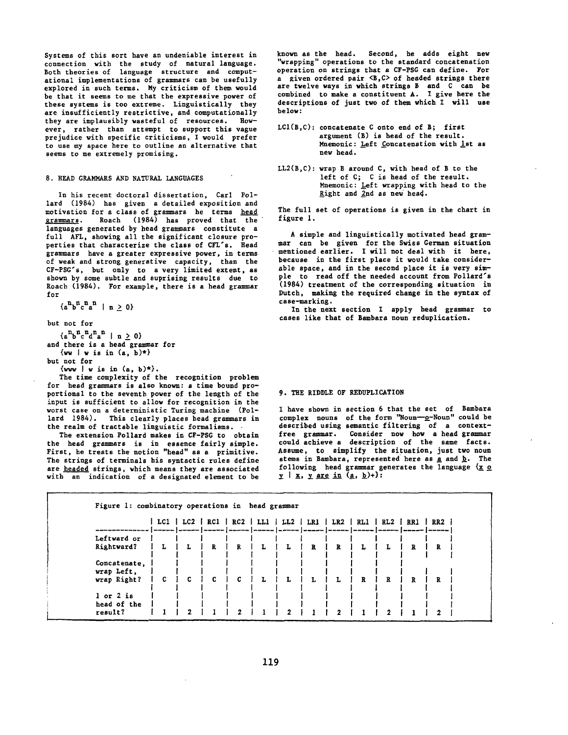Systems of this sort have an undeniable interest in connection with the study of natural language. Both theories of language structure and computational implementations of grammars can be usefully explored in such terms. My criticism of them would be that it seems to me that the expressive power of these systems is too extreme. Linguistically they are insufficiently restrictive, and computationally they are implausibly wasteful of resources. However, rather than attempt to support this vague prejudice with specific criticisms, I would prefer to use my space here to outline an alternative that seems to me extremely promising.

## 8. HEAD GRAMMARS AND NATURAL LANGUAGES

In his recent doctoral dissertation, Carl Pollard (1984) has given a detailed exposition and motivation for a class of grammars he terms <u>head grammars</u>. Roach (1984) has proved that the languages generated by head grammars constitute a full AFL, showing all the significant closure properties that characterize the class of CFL's. Head grammars have a greater expressive power, in terms of weak and strong generative capacity, than the CF-PSG's, but only to a very limited extent, as shown by some subtle and suprising results due to Roach (1984). For example, there is a head grammar for

$\{a^n b^n c^n a^n \mid n \geq 0\}$

but not for

$\{a^n b^n c^n d^n a^n \mid n \geq 0\}$

and there is a head grammar for

$\{ww \mid w \text{ is in } (a, b)^*\}$

but not for

$\{www \mid w \text{ is in } (a, b)^*\}$.

The time complexity of the recognition problem for head grammars is also known: a time bound proportional to the seventh power of the length of the input is sufficient to allow for recognition in the worst case on a deterministic Turing machine (Pollard 1984). This clearly places head grammars in the realm of tractable linguistic formalisms.

The extension Pollard makes in CF-PSG to obtain the head grammars is in essence fairly simple. First, he treats the notion "head" as a primitive. The strings of terminals his syntactic rules define are <u>headed</u> strings, which means they are associated with an indication of a designated element to be known as the head. Second, he adds eight new "wrapping" operations to the standard concatenation operation on strings that a CF-PSG can define. For a given ordered pair <B,C> of headed strings there are twelve ways in which strings B and C can be combined to make a constituent A. I give here the descriptions of just two of them which I will use below:

LC1(B,C): concatenate C onto end of B; first argument (B) is head of the result. Mnemonic: <u>L</u>eft <u>C</u>oncatenation with <u>1</u>st as new head.

LL2(B,C): wrap B around C, with head of B to the left of C; C is head of the result. Mnemonic: <u>L</u>eft wrapping with head to the <u>R</u>ight and <u>2</u>nd as new head.

The full set of operations is given in the chart in figure 1.

A simple and linguistically motivated head grammar can be given for the Swiss German situation mentioned earlier. I will not deal with it here, because in the first place it would take considerable space, and in the second place it is very simple to read off the needed account from Pollard's (1984) treatment of the corresponding situation in Dutch, making the required change in the syntax of case-marking.

In the next section I apply head grammar to cases like that of Bambara noun reduplication.

## 9. THE RIDDLE OF REDUPLICATION

I have shown in section 6 that the set of Bambara complex nouns of the form "Noun—<u>o</u>-Noun" could be described using semantic filtering of a context-free grammar. Consider now how a head grammar could achieve a description of the same facts. Assume, to simplify the situation, just two noun stems in Bambara, represented here as <u>a</u> and <u>b</u>. The following head grammar generates the language <u>{x o y | x, y are in (a, b)+}</u>:

Figure 1: combinatory operations in head grammar

| | LC1 | LC2 | RC1 | RC2 | LL1 | LL2 | LR1 | LR2 | RL1 | RL2 | RR1 | RR2 |
|---|---|---|---|---|---|---|---|---|---|---|---|---|
| Leftward or Rightward? | L | L | R | R | L | L | R | R | L | L | R | R |
| Concatenate, wrap Left, wrap Right? | C | C | C | C | L | L | L | L | R | R | R | R |
| 1 or 2 is head of the result? | 1 | 2 | 1 | 2 | 1 | 2 | 1 | 2 | 1 | 2 | 1 | 2 |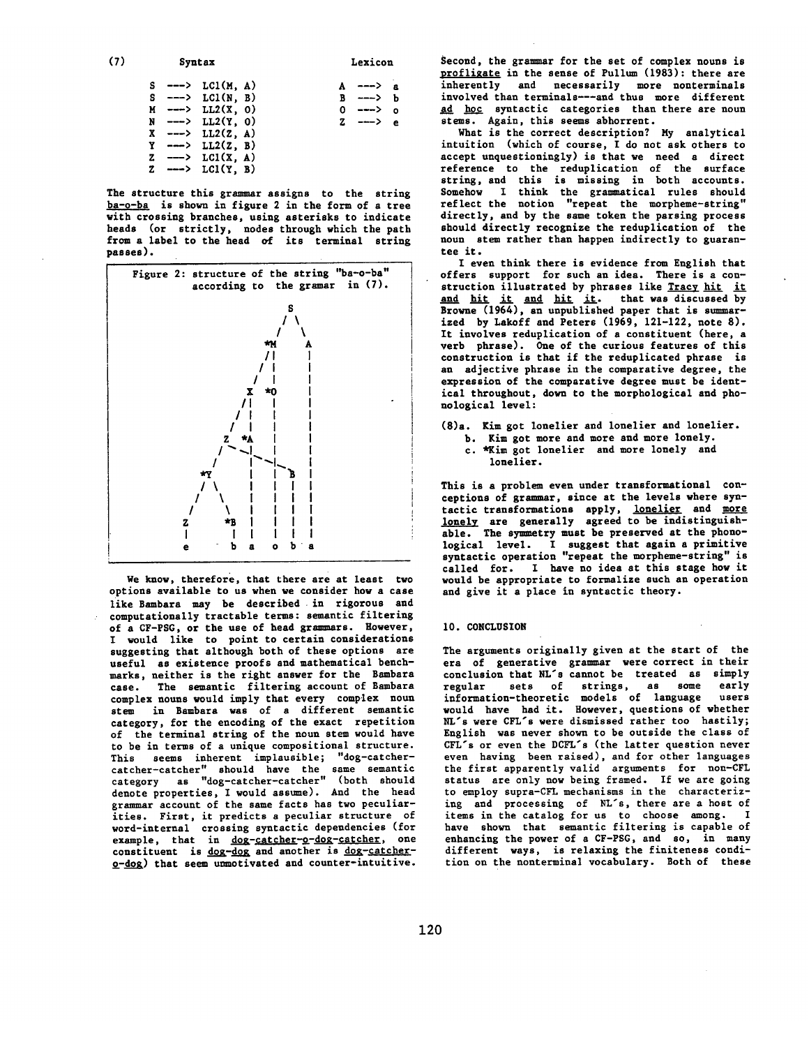(7)

```
        Syntax                     Lexicon

   S ---> LC1(M, A)              A ---> a
   S ---> LC1(N, B)              B ---> b
   M ---> LL2(X, O)              O ---> o
   N ---> LL2(Y, O)              Z ---> e
   X ---> LL2(Z, A)
   Y ---> LL2(Z, B)
   Z ---> LC1(X, A)
   Z ---> LC1(Y, B)
```

The structure this grammar assigns to the string ba-o-ba is shown in figure 2 in the form of a tree with crossing branches, using asterisks to indicate heads (or strictly, nodes through which the path from a label to the head of its terminal string passes).

```
Figure 2: structure of the string "ba-o-ba"
          according to the gramar in (7).

                        S
                       / \
                      /   \
                    *M     A
                    /|     |
                   / |     |
                  /  |     |
                 X  *O     |
                /|   |     |
               / |   |     |
              /  |   |     |
             Z  *A   |     |
            / ~~-|   |     |
           /     |~~-|-_B  |
         *Y      |   |  |  |
         / \     |   |  |  |
        /   \    |   |  |  |
       /     \   |   |  |  |
      Z      *B  |   |  |  |
      |       |  |   |  |  |
      e       b  a   o  b  a
```

We know, therefore, that there are at least two options available to us when we consider how a case like Bambara may be described in rigorous and computationally tractable terms: semantic filtering of a CF-PSG, or the use of head grammars. However, I would like to point to certain considerations suggesting that although both of these options are useful as existence proofs and mathematical benchmarks, neither is the right answer for the Bambara case. The semantic filtering account of Bambara complex nouns would imply that every complex noun stem in Bambara was of a different semantic category, for the encoding of the exact repetition of the terminal string of the noun stem would have to be in terms of a unique compositional structure. This seems inherent implausible; "dog-catcher-catcher-catcher" should have the same semantic category as "dog-catcher-catcher" (both should denote properties, I would assume). And the head grammar account of the same facts has two peculiarities. First, it predicts a peculiar structure of word-internal crossing syntactic dependencies (for example, that in _dog-catcher-o-dog-catcher_, one constituent is _dog-dog_ and another is _dog-catcher-o-dog_) that seem unmotivated and counter-intuitive. Second, the grammar for the set of complex nouns is _profligate_ in the sense of Pullum (1983): there are inherently and necessarily more nonterminals involved than terminals---and thus more different _ad hoc_ syntactic categories than there are noun stems. Again, this seems abhorrent.

What is the correct description? My analytical intuition (which of course, I do not ask others to accept unquestioningly) is that we need a direct reference to the reduplication of the surface string, and this is missing in both accounts. Somehow I think the grammatical rules should reflect the notion "repeat the morpheme-string" directly, and by the same token the parsing process should directly recognize the reduplication of the noun stem rather than happen indirectly to guarantee it.

I even think there is evidence from English that offers support for such an idea. There is a construction illustrated by phrases like _Tracy hit it and hit it and hit it_. that was discussed by Browne (1964), an unpublished paper that is summarized by Lakoff and Peters (1969, 121-122, note 8). It involves reduplication of a constituent (here, a verb phrase). One of the curious features of this construction is that if the reduplicated phrase is an adjective phrase in the comparative degree, the expression of the comparative degree must be identical throughout, down to the morphological and phonological level:

(8)a. Kim got lonelier and lonelier and lonelier.
   b. Kim got more and more and more lonely.
   c. *Kim got lonelier and more lonely and lonelier.

This is a problem even under transformational conceptions of grammar, since at the levels where syntactic transformations apply, _lonelier_ and _more lonely_ are generally agreed to be indistinguishable. The symmetry must be preserved at the phonological level. I suggest that again a primitive syntactic operation "repeat the morpheme-string" is called for. I have no idea at this stage how it would be appropriate to formalize such an operation and give it a place in syntactic theory.

## 10. CONCLUSION

The arguments originally given at the start of the era of generative grammar were correct in their conclusion that NL's cannot be treated as simply regular sets of strings, as some early information-theoretic models of language users would have had it. However, questions of whether NL's were CFL's were dismissed rather too hastily; English was never shown to be outside the class of CFL's or even the DCFL's (the latter question never even having been raised), and for other languages the first apparently valid arguments for non-CFL status are only now being framed. If we are going to employ supra-CFL mechanisms in the characterizing and processing of NL's, there are a host of items in the catalog for us to choose among. I have shown that semantic filtering is capable of enhancing the power of a CF-PSG, and so, in many different ways, is relaxing the finiteness condition on the nonterminal vocabulary. Both of these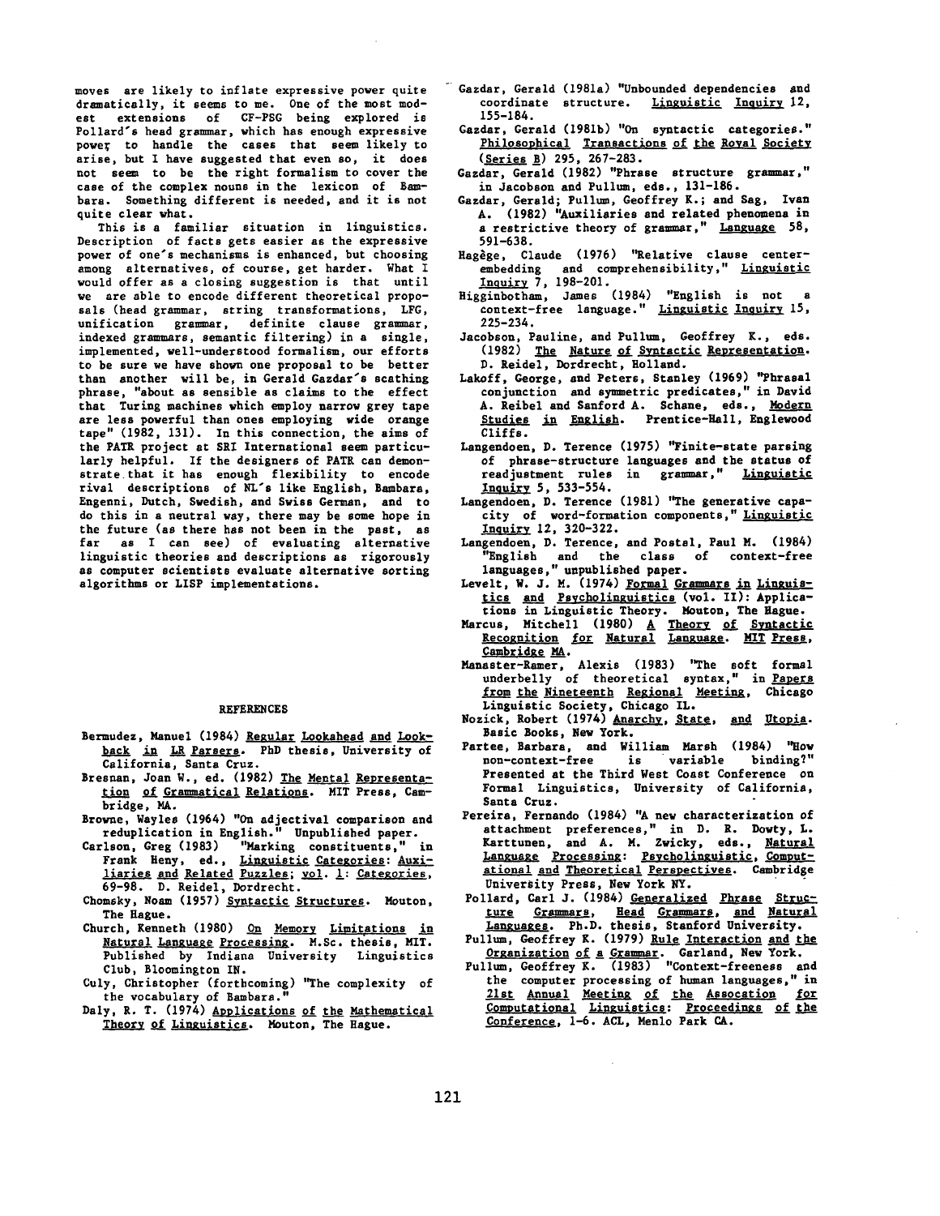moves are likely to inflate expressive power quite dramatically, it seems to me. One of the most modest extensions of CF-PSG being explored is Pollard's head grammar, which has enough expressive power to handle the cases that seem likely to arise, but I have suggested that even so, it does not seem to be the right formalism to cover the case of the complex nouns in the lexicon of Bambara. Something different is needed, and it is not quite clear what.

This is a familiar situation in linguistics. Description of facts gets easier as the expressive power of one's mechanisms is enhanced, but choosing among alternatives, of course, get harder. What I would offer as a closing suggestion is that until we are able to encode different theoretical proposals (head grammar, string transformations, LFG, unification grammar, definite clause grammar, indexed grammars, semantic filtering) in a single, implemented, well-understood formalism, our efforts to be sure we have shown one proposal to be better than another will be, in Gerald Gazdar's scathing phrase, "about as sensible as claims to the effect that Turing machines which employ narrow grey tape are less powerful than ones employing wide orange tape" (1982, 131). In this connection, the aims of the PATR project at SRI International seem particularly helpful. If the designers of PATR can demonstrate that it has enough flexibility to encode rival descriptions of NL's like English, Bambara, Engenni, Dutch, Swedish, and Swiss German, and to do this in a neutral way, there may be some hope in the future (as there has not been in the past, as far as I can see) of evaluating alternative linguistic theories and descriptions as rigorously as computer scientists evaluate alternative sorting algorithms or LISP implementations.

## REFERENCES

Bermudez, Manuel (1984) Regular Lookahead and Lookback in LR Parsers. PhD thesis, University of California, Santa Cruz.

Bresnan, Joan W., ed. (1982) The Mental Representation of Grammatical Relations. MIT Press, Cambridge, MA.

Browne, Wayles (1964) "On adjectival comparison and reduplication in English." Unpublished paper.

Carlson, Greg (1983) "Marking constituents," in Frank Heny, ed., Linguistic Categories: Auxiliaries and Related Puzzles; vol. 1: Categories, 69-98. D. Reidel, Dordrecht.

Chomsky, Noam (1957) Syntactic Structures. Mouton, The Hague.

Church, Kenneth (1980) On Memory Limitations in Natural Language Processing. M.Sc. thesis, MIT. Published by Indiana University Linguistics Club, Bloomington IN.

Culy, Christopher (forthcoming) "The complexity of the vocabulary of Bambara."

Daly, R. T. (1974) Applications of the Mathematical Theory of Linguistics. Mouton, The Hague.

Gazdar, Gerald (1981a) "Unbounded dependencies and coordinate structure. Linguistic Inquiry 12, 155-184.

Gazdar, Gerald (1981b) "On syntactic categories." Philosophical Transactions of the Royal Society (Series B) 295, 267-283.

Gazdar, Gerald (1982) "Phrase structure grammar," in Jacobson and Pullum, eds., 131-186.

Gazdar, Gerald; Pullum, Geoffrey K.; and Sag, Ivan A. (1982) "Auxiliaries and related phenomena in a restrictive theory of grammar," Language 58, 591-638.

Hagège, Claude (1976) "Relative clause center-embedding and comprehensibility," Linguistic Inquiry 7, 198-201.

Higginbotham, James (1984) "English is not a context-free language." Linguistic Inquiry 15, 225-234.

Jacobson, Pauline, and Pullum, Geoffrey K., eds. (1982) The Nature of Syntactic Representation. D. Reidel, Dordrecht, Holland.

Lakoff, George, and Peters, Stanley (1969) "Phrasal conjunction and symmetric predicates," in David A. Reibel and Sanford A. Schane, eds., Modern Studies in English. Prentice-Hall, Englewood Cliffs.

Langendoen, D. Terence (1975) "Finite-state parsing of phrase-structure languages and the status of readjustment rules in grammar," Linguistic Inquiry 5, 533-554.

Langendoen, D. Terence (1981) "The generative capacity of word-formation components," Linguistic Inquiry 12, 320-322.

Langendoen, D. Terence, and Postal, Paul M. (1984) "English and the class of context-free languages," unpublished paper.

Levelt, W. J. M. (1974) Formal Grammars in Linguistics and Psycholinguistics (vol. II): Applications in Linguistic Theory. Mouton, The Hague.

Marcus, Mitchell (1980) A Theory of Syntactic Recognition for Natural Language. MIT Press, Cambridge MA.

Manaster-Ramer, Alexis (1983) "The soft formal underbelly of theoretical syntax," in Papers from the Nineteenth Regional Meeting, Chicago Linguistic Society, Chicago IL.

Nozick, Robert (1974) Anarchy, State, and Utopia. Basic Books, New York.

Partee, Barbara, and William Marsh (1984) "How non-context-free is variable binding?" Presented at the Third West Coast Conference on Formal Linguistics, University of California, Santa Cruz.

Pereira, Fernando (1984) "A new characterization of attachment preferences," in D. R. Dowty, L. Karttunen, and A. M. Zwicky, eds., Natural Language Processing: Psycholinguistic, Computational and Theoretical Perspectives. Cambridge University Press, New York NY.

Pollard, Carl J. (1984) Generalized Phrase Structure Grammars, Head Grammars, and Natural Languages. Ph.D. thesis, Stanford University.

Pullum, Geoffrey K. (1979) Rule Interaction and the Organization of a Grammar. Garland, New York.

Pullum, Geoffrey K. (1983) "Context-freeness and the computer processing of human languages," in 21st Annual Meeting of the Assocation for Computational Linguistics: Proceedings of the Conference, 1-6. ACL, Menlo Park CA.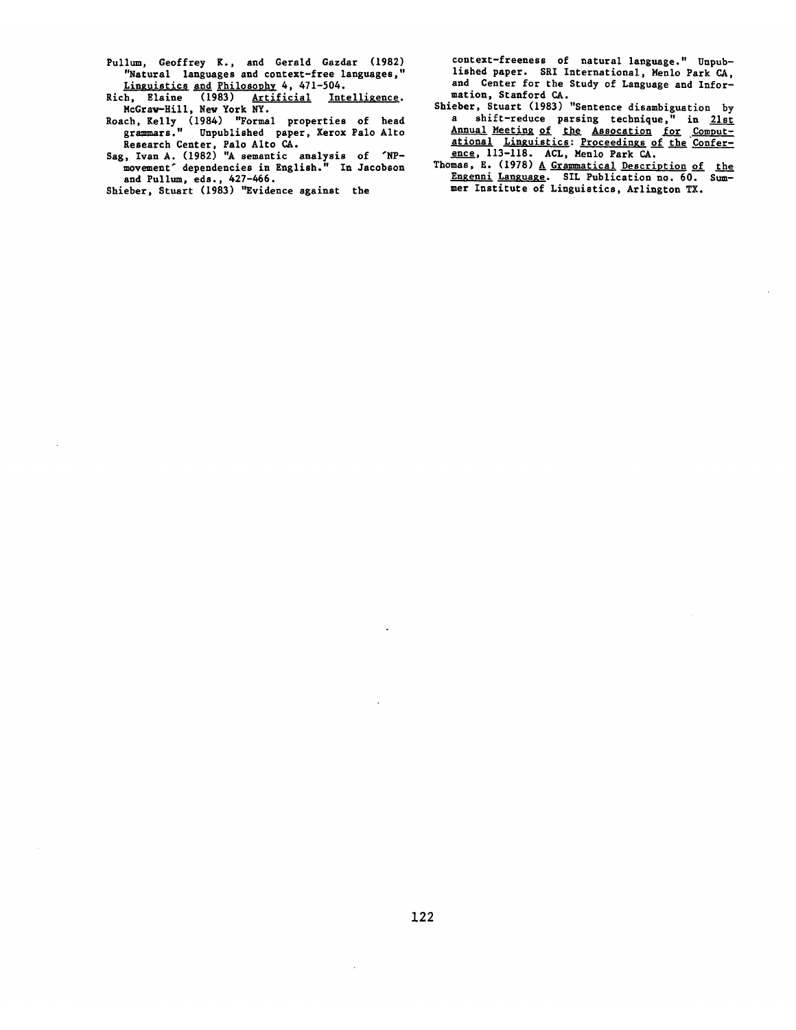Pullum, Geoffrey K., and Gerald Gazdar (1982) "Natural languages and context-free languages," Linguistics and Philosophy 4, 471-504.

Rich, Elaine (1983) Artificial Intelligence. McGraw-Hill, New York NY.

Roach, Kelly (1984) "Formal properties of head grammars." Unpublished paper, Xerox Palo Alto Research Center, Palo Alto CA.

Sag, Ivan A. (1982) "A semantic analysis of 'NP-movement' dependencies in English." In Jacobson and Pullum, eds., 427-466.

Shieber, Stuart (1983) "Evidence against the context-freeness of natural language." Unpublished paper. SRI International, Menlo Park CA, and Center for the Study of Language and Information, Stanford CA.

Shieber, Stuart (1983) "Sentence disambiguation by a shift-reduce parsing technique," in 21st Annual Meeting of the Assocation for Computational Linguistics: Proceedings of the Conference, 113-118. ACL, Menlo Park CA.

Thomas, E. (1978) A Grammatical Description of the Engenni Language. SIL Publication no. 60. Summer Institute of Linguistics, Arlington TX.